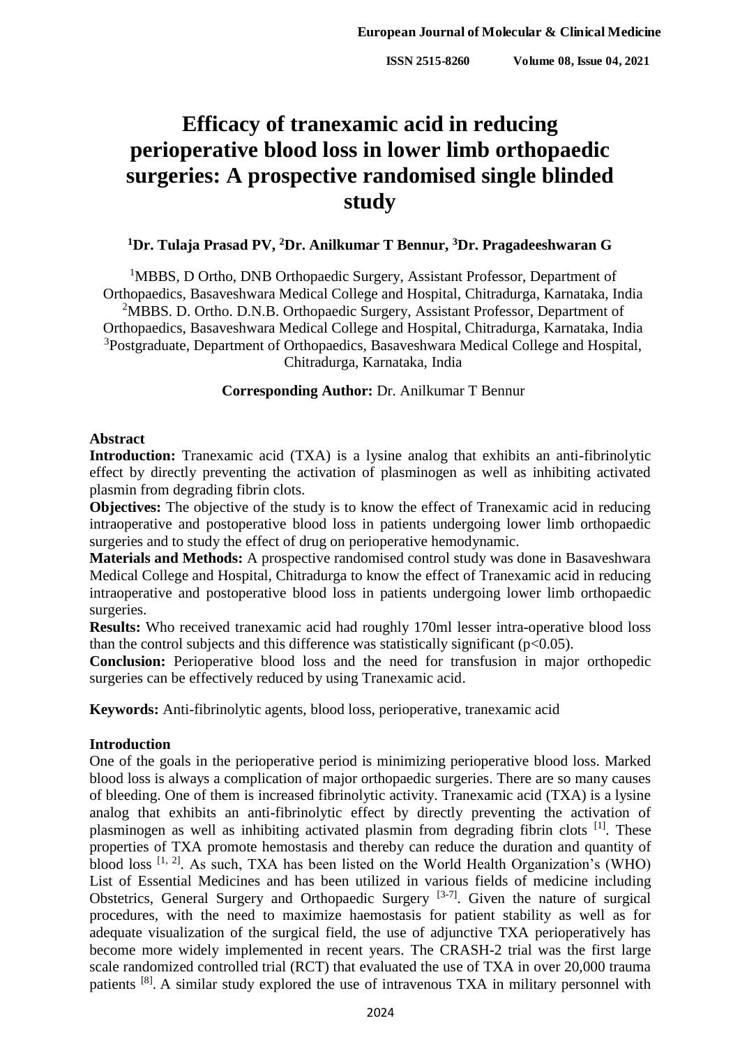# Efficacy of tranexamic acid in reducing perioperative blood loss in lower limb orthopaedic surgeries: A prospective randomised single blinded study

**[1]Dr. Tulaja Prasad PV, [2]Dr. Anilkumar T Bennur, [3]Dr. Pragadeeshwaran G**

[1]MBBS, D Ortho, DNB Orthopaedic Surgery, Assistant Professor, Department of Orthopaedics, Basaveshwara Medical College and Hospital, Chitradurga, Karnataka, India
[2]MBBS. D. Ortho. D.N.B. Orthopaedic Surgery, Assistant Professor, Department of Orthopaedics, Basaveshwara Medical College and Hospital, Chitradurga, Karnataka, India
[3]Postgraduate, Department of Orthopaedics, Basaveshwara Medical College and Hospital, Chitradurga, Karnataka, India

**Corresponding Author:** Dr. Anilkumar T Bennur

## Abstract

**Introduction:** Tranexamic acid (TXA) is a lysine analog that exhibits an anti-fibrinolytic effect by directly preventing the activation of plasminogen as well as inhibiting activated plasmin from degrading fibrin clots.

**Objectives:** The objective of the study is to know the effect of Tranexamic acid in reducing intraoperative and postoperative blood loss in patients undergoing lower limb orthopaedic surgeries and to study the effect of drug on perioperative hemodynamic.

**Materials and Methods:** A prospective randomised control study was done in Basaveshwara Medical College and Hospital, Chitradurga to know the effect of Tranexamic acid in reducing intraoperative and postoperative blood loss in patients undergoing lower limb orthopaedic surgeries.

**Results:** Who received tranexamic acid had roughly 170ml lesser intra-operative blood loss than the control subjects and this difference was statistically significant ($p<0.05$).

**Conclusion:** Perioperative blood loss and the need for transfusion in major orthopedic surgeries can be effectively reduced by using Tranexamic acid.

**Keywords:** Anti-fibrinolytic agents, blood loss, perioperative, tranexamic acid

## Introduction

One of the goals in the perioperative period is minimizing perioperative blood loss. Marked blood loss is always a complication of major orthopaedic surgeries. There are so many causes of bleeding. One of them is increased fibrinolytic activity. Tranexamic acid (TXA) is a lysine analog that exhibits an anti-fibrinolytic effect by directly preventing the activation of plasminogen as well as inhibiting activated plasmin from degrading fibrin clots [1]. These properties of TXA promote hemostasis and thereby can reduce the duration and quantity of blood loss [1, 2]. As such, TXA has been listed on the World Health Organization's (WHO) List of Essential Medicines and has been utilized in various fields of medicine including Obstetrics, General Surgery and Orthopaedic Surgery [3-7]. Given the nature of surgical procedures, with the need to maximize haemostasis for patient stability as well as for adequate visualization of the surgical field, the use of adjunctive TXA perioperatively has become more widely implemented in recent years. The CRASH-2 trial was the first large scale randomized controlled trial (RCT) that evaluated the use of TXA in over 20,000 trauma patients [8]. A similar study explored the use of intravenous TXA in military personnel with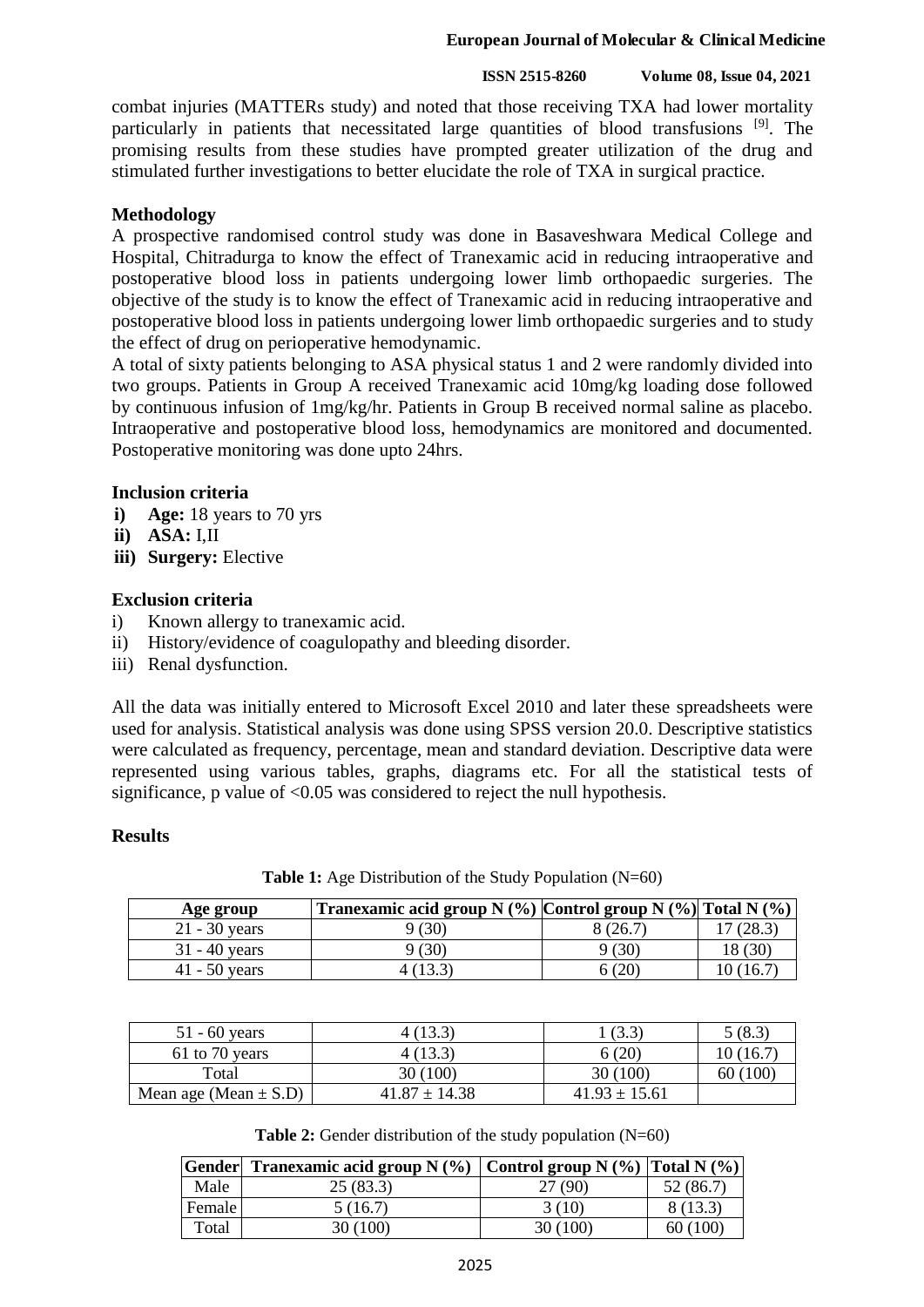combat injuries (MATTERs study) and noted that those receiving TXA had lower mortality particularly in patients that necessitated large quantities of blood transfusions [9]. The promising results from these studies have prompted greater utilization of the drug and stimulated further investigations to better elucidate the role of TXA in surgical practice.

## Methodology

A prospective randomised control study was done in Basaveshwara Medical College and Hospital, Chitradurga to know the effect of Tranexamic acid in reducing intraoperative and postoperative blood loss in patients undergoing lower limb orthopaedic surgeries. The objective of the study is to know the effect of Tranexamic acid in reducing intraoperative and postoperative blood loss in patients undergoing lower limb orthopaedic surgeries and to study the effect of drug on perioperative hemodynamic.

A total of sixty patients belonging to ASA physical status 1 and 2 were randomly divided into two groups. Patients in Group A received Tranexamic acid 10mg/kg loading dose followed by continuous infusion of 1mg/kg/hr. Patients in Group B received normal saline as placebo. Intraoperative and postoperative blood loss, hemodynamics are monitored and documented. Postoperative monitoring was done upto 24hrs.

### Inclusion criteria

- i) **Age:** 18 years to 70 yrs
- ii) **ASA:** I,II
- iii) **Surgery:** Elective

### Exclusion criteria

- i) Known allergy to tranexamic acid.
- ii) History/evidence of coagulopathy and bleeding disorder.
- iii) Renal dysfunction.

All the data was initially entered to Microsoft Excel 2010 and later these spreadsheets were used for analysis. Statistical analysis was done using SPSS version 20.0. Descriptive statistics were calculated as frequency, percentage, mean and standard deviation. Descriptive data were represented using various tables, graphs, diagrams etc. For all the statistical tests of significance, p value of <0.05 was considered to reject the null hypothesis.

## Results

**Table 1:** Age Distribution of the Study Population (N=60)

| Age group | Tranexamic acid group N (%) | Control group N (%) | Total N (%) |
|---|---|---|---|
| 21 - 30 years | 9 (30) | 8 (26.7) | 17 (28.3) |
| 31 - 40 years | 9 (30) | 9 (30) | 18 (30) |
| 41 - 50 years | 4 (13.3) | 6 (20) | 10 (16.7) |
| 51 - 60 years | 4 (13.3) | 1 (3.3) | 5 (8.3) |
| 61 to 70 years | 4 (13.3) | 6 (20) | 10 (16.7) |
| Total | 30 (100) | 30 (100) | 60 (100) |
| Mean age (Mean ± S.D) | 41.87 ± 14.38 | 41.93 ± 15.61 | |

**Table 2:** Gender distribution of the study population (N=60)

| Gender | Tranexamic acid group N (%) | Control group N (%) | Total N (%) |
|---|---|---|---|
| Male | 25 (83.3) | 27 (90) | 52 (86.7) |
| Female | 5 (16.7) | 3 (10) | 8 (13.3) |
| Total | 30 (100) | 30 (100) | 60 (100) |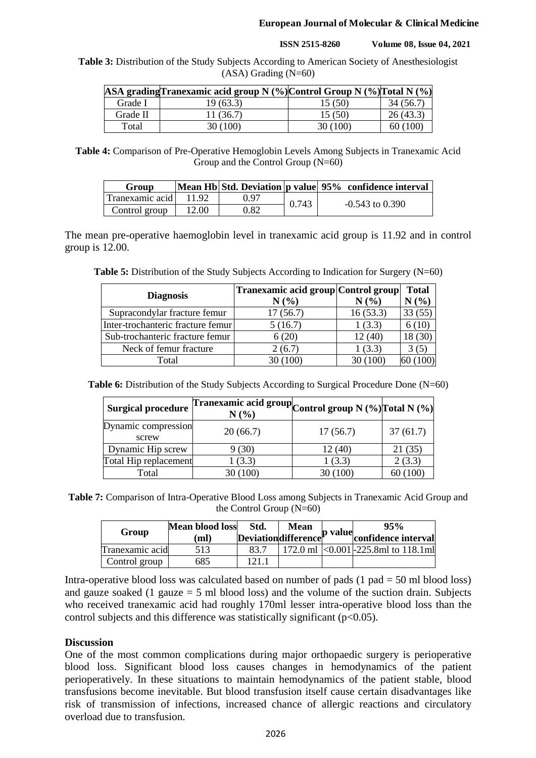**Table 3:** Distribution of the Study Subjects According to American Society of Anesthesiologist (ASA) Grading (N=60)

| ASA grading | Tranexamic acid group N (%) | Control Group N (%) | Total N (%) |
|---|---|---|---|
| Grade I | 19 (63.3) | 15 (50) | 34 (56.7) |
| Grade II | 11 (36.7) | 15 (50) | 26 (43.3) |
| Total | 30 (100) | 30 (100) | 60 (100) |

**Table 4:** Comparison of Pre-Operative Hemoglobin Levels Among Subjects in Tranexamic Acid Group and the Control Group (N=60)

| Group | Mean Hb | Std. Deviation | p value | 95% confidence interval |
|---|---|---|---|---|
| Tranexamic acid | 11.92 | 0.97 | 0.743 | -0.543 to 0.390 |
| Control group | 12.00 | 0.82 | | |

The mean pre-operative haemoglobin level in tranexamic acid group is 11.92 and in control group is 12.00.

**Table 5:** Distribution of the Study Subjects According to Indication for Surgery (N=60)

| Diagnosis | Tranexamic acid group N (%) | Control group N (%) | Total N (%) |
|---|---|---|---|
| Supracondylar fracture femur | 17 (56.7) | 16 (53.3) | 33 (55) |
| Inter-trochanteric fracture femur | 5 (16.7) | 1 (3.3) | 6 (10) |
| Sub-trochanteric fracture femur | 6 (20) | 12 (40) | 18 (30) |
| Neck of femur fracture | 2 (6.7) | 1 (3.3) | 3 (5) |
| Total | 30 (100) | 30 (100) | 60 (100) |

**Table 6:** Distribution of the Study Subjects According to Surgical Procedure Done (N=60)

| Surgical procedure | Tranexamic acid group N (%) | Control group N (%) | Total N (%) |
|---|---|---|---|
| Dynamic compression screw | 20 (66.7) | 17 (56.7) | 37 (61.7) |
| Dynamic Hip screw | 9 (30) | 12 (40) | 21 (35) |
| Total Hip replacement | 1 (3.3) | 1 (3.3) | 2 (3.3) |
| Total | 30 (100) | 30 (100) | 60 (100) |

**Table 7:** Comparison of Intra-Operative Blood Loss among Subjects in Tranexamic Acid Group and the Control Group (N=60)

| Group | Mean blood loss (ml) | Std. Deviation | Mean difference | p value | 95% confidence interval |
|---|---|---|---|---|---|
| Tranexamic acid | 513 | 83.7 | 172.0 ml | <0.001 | -225.8ml to 118.1ml |
| Control group | 685 | 121.1 | | | |

Intra-operative blood loss was calculated based on number of pads (1 pad = 50 ml blood loss) and gauze soaked (1 gauze = 5 ml blood loss) and the volume of the suction drain. Subjects who received tranexamic acid had roughly 170ml lesser intra-operative blood loss than the control subjects and this difference was statistically significant ($p<0.05$).

## Discussion

One of the most common complications during major orthopaedic surgery is perioperative blood loss. Significant blood loss causes changes in hemodynamics of the patient perioperatively. In these situations to maintain hemodynamics of the patient stable, blood transfusions become inevitable. But blood transfusion itself cause certain disadvantages like risk of transmission of infections, increased chance of allergic reactions and circulatory overload due to transfusion.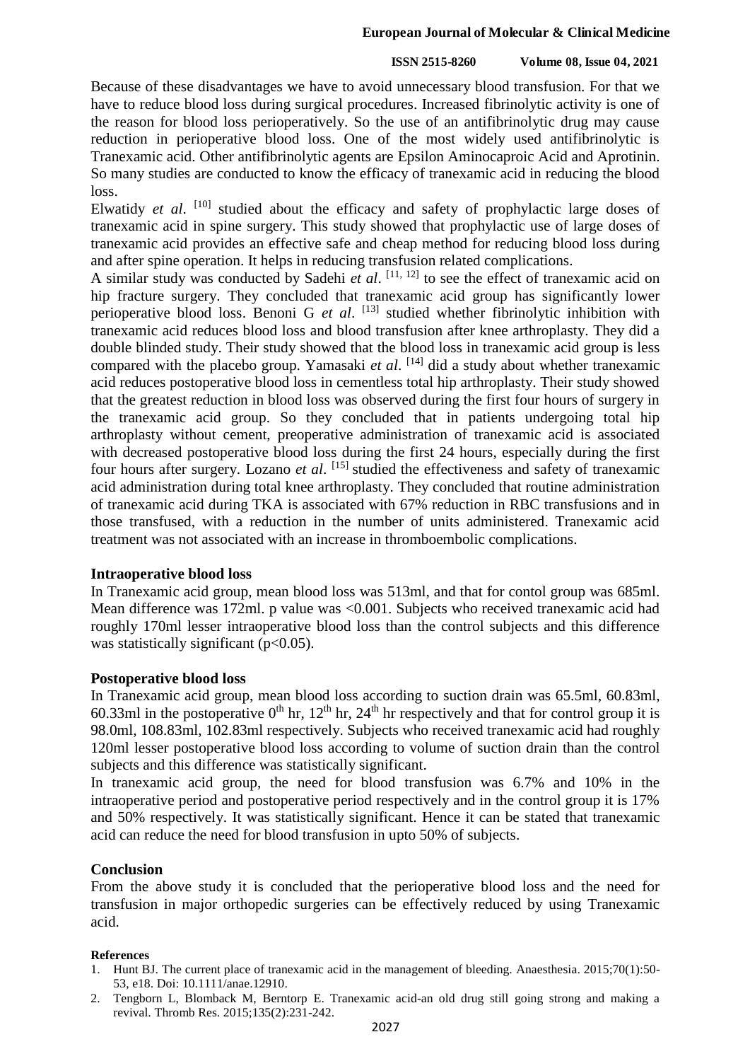Because of these disadvantages we have to avoid unnecessary blood transfusion. For that we have to reduce blood loss during surgical procedures. Increased fibrinolytic activity is one of the reason for blood loss perioperatively. So the use of an antifibrinolytic drug may cause reduction in perioperative blood loss. One of the most widely used antifibrinolytic is Tranexamic acid. Other antifibrinolytic agents are Epsilon Aminocaproic Acid and Aprotinin. So many studies are conducted to know the efficacy of tranexamic acid in reducing the blood loss.

Elwatidy *et al*. [10] studied about the efficacy and safety of prophylactic large doses of tranexamic acid in spine surgery. This study showed that prophylactic use of large doses of tranexamic acid provides an effective safe and cheap method for reducing blood loss during and after spine operation. It helps in reducing transfusion related complications.

A similar study was conducted by Sadehi *et al*. [11, 12] to see the effect of tranexamic acid on hip fracture surgery. They concluded that tranexamic acid group has significantly lower perioperative blood loss. Benoni G *et al*. [13] studied whether fibrinolytic inhibition with tranexamic acid reduces blood loss and blood transfusion after knee arthroplasty. They did a double blinded study. Their study showed that the blood loss in tranexamic acid group is less compared with the placebo group. Yamasaki *et al*. [14] did a study about whether tranexamic acid reduces postoperative blood loss in cementless total hip arthroplasty. Their study showed that the greatest reduction in blood loss was observed during the first four hours of surgery in the tranexamic acid group. So they concluded that in patients undergoing total hip arthroplasty without cement, preoperative administration of tranexamic acid is associated with decreased postoperative blood loss during the first 24 hours, especially during the first four hours after surgery. Lozano *et al*. [15] studied the effectiveness and safety of tranexamic acid administration during total knee arthroplasty. They concluded that routine administration of tranexamic acid during TKA is associated with 67% reduction in RBC transfusions and in those transfused, with a reduction in the number of units administered. Tranexamic acid treatment was not associated with an increase in thromboembolic complications.

## Intraoperative blood loss

In Tranexamic acid group, mean blood loss was 513ml, and that for contol group was 685ml. Mean difference was 172ml. p value was <0.001. Subjects who received tranexamic acid had roughly 170ml lesser intraoperative blood loss than the control subjects and this difference was statistically significant ($p<0.05$).

## Postoperative blood loss

In Tranexamic acid group, mean blood loss according to suction drain was 65.5ml, 60.83ml, 60.33ml in the postoperative $0^{th}$ hr, $12^{th}$ hr, $24^{th}$ hr respectively and that for control group it is 98.0ml, 108.83ml, 102.83ml respectively. Subjects who received tranexamic acid had roughly 120ml lesser postoperative blood loss according to volume of suction drain than the control subjects and this difference was statistically significant.

In tranexamic acid group, the need for blood transfusion was 6.7% and 10% in the intraoperative period and postoperative period respectively and in the control group it is 17% and 50% respectively. It was statistically significant. Hence it can be stated that tranexamic acid can reduce the need for blood transfusion in upto 50% of subjects.

## Conclusion

From the above study it is concluded that the perioperative blood loss and the need for transfusion in major orthopedic surgeries can be effectively reduced by using Tranexamic acid.

### References

1. Hunt BJ. The current place of tranexamic acid in the management of bleeding. Anaesthesia. 2015;70(1):50-53, e18. Doi: 10.1111/anae.12910.
2. Tengborn L, Blomback M, Berntorp E. Tranexamic acid-an old drug still going strong and making a revival. Thromb Res. 2015;135(2):231-242.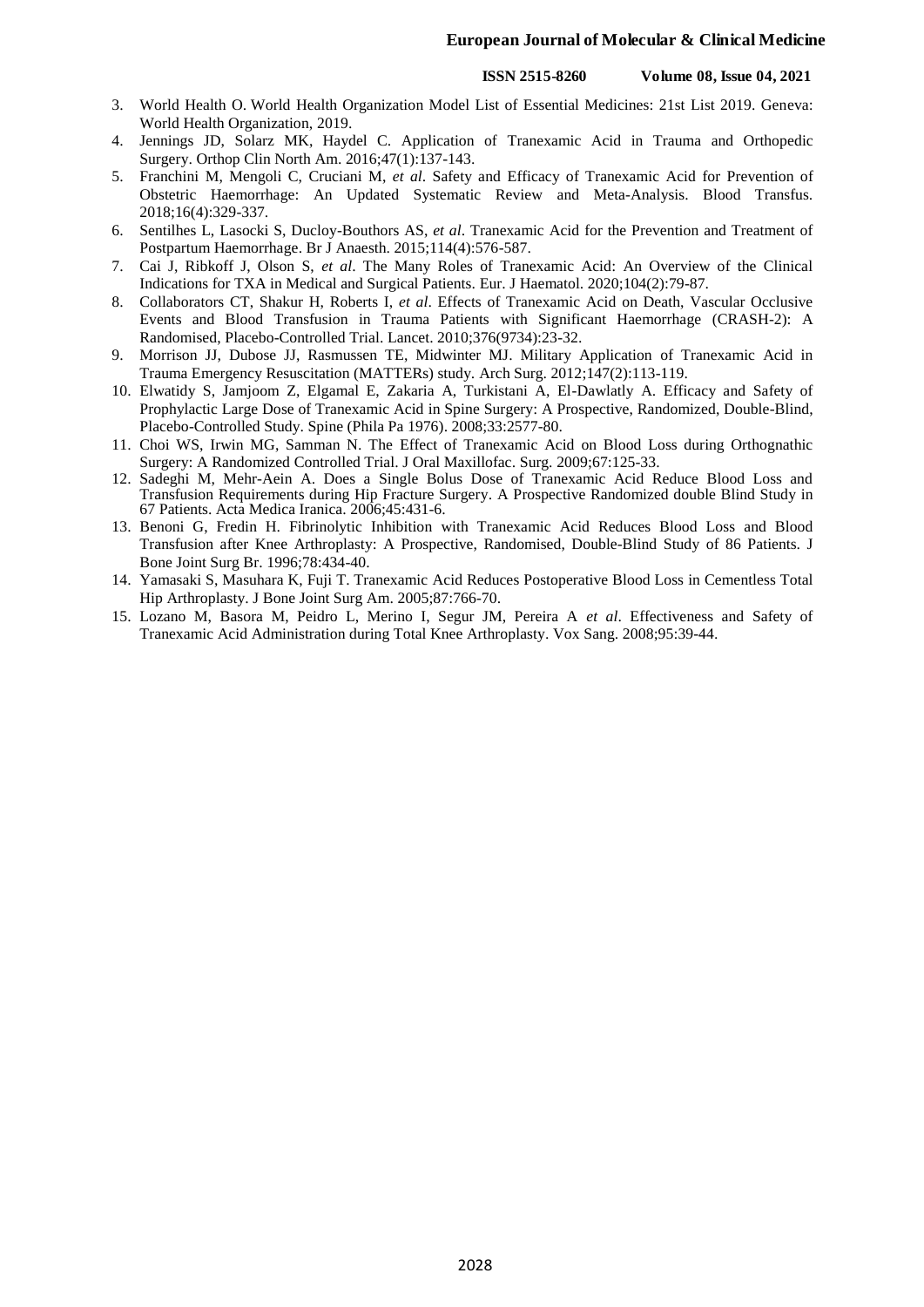3. World Health O. World Health Organization Model List of Essential Medicines: 21st List 2019. Geneva: World Health Organization, 2019.
4. Jennings JD, Solarz MK, Haydel C. Application of Tranexamic Acid in Trauma and Orthopedic Surgery. Orthop Clin North Am. 2016;47(1):137-143.
5. Franchini M, Mengoli C, Cruciani M, *et al*. Safety and Efficacy of Tranexamic Acid for Prevention of Obstetric Haemorrhage: An Updated Systematic Review and Meta-Analysis. Blood Transfus. 2018;16(4):329-337.
6. Sentilhes L, Lasocki S, Ducloy-Bouthors AS, *et al*. Tranexamic Acid for the Prevention and Treatment of Postpartum Haemorrhage. Br J Anaesth. 2015;114(4):576-587.
7. Cai J, Ribkoff J, Olson S, *et al*. The Many Roles of Tranexamic Acid: An Overview of the Clinical Indications for TXA in Medical and Surgical Patients. Eur. J Haematol. 2020;104(2):79-87.
8. Collaborators CT, Shakur H, Roberts I, *et al*. Effects of Tranexamic Acid on Death, Vascular Occlusive Events and Blood Transfusion in Trauma Patients with Significant Haemorrhage (CRASH-2): A Randomised, Placebo-Controlled Trial. Lancet. 2010;376(9734):23-32.
9. Morrison JJ, Dubose JJ, Rasmussen TE, Midwinter MJ. Military Application of Tranexamic Acid in Trauma Emergency Resuscitation (MATTERs) study. Arch Surg. 2012;147(2):113-119.
10. Elwatidy S, Jamjoom Z, Elgamal E, Zakaria A, Turkistani A, El-Dawlatly A. Efficacy and Safety of Prophylactic Large Dose of Tranexamic Acid in Spine Surgery: A Prospective, Randomized, Double-Blind, Placebo-Controlled Study. Spine (Phila Pa 1976). 2008;33:2577-80.
11. Choi WS, Irwin MG, Samman N. The Effect of Tranexamic Acid on Blood Loss during Orthognathic Surgery: A Randomized Controlled Trial. J Oral Maxillofac. Surg. 2009;67:125-33.
12. Sadeghi M, Mehr-Aein A. Does a Single Bolus Dose of Tranexamic Acid Reduce Blood Loss and Transfusion Requirements during Hip Fracture Surgery. A Prospective Randomized double Blind Study in 67 Patients. Acta Medica Iranica. 2006;45:431-6.
13. Benoni G, Fredin H. Fibrinolytic Inhibition with Tranexamic Acid Reduces Blood Loss and Blood Transfusion after Knee Arthroplasty: A Prospective, Randomised, Double-Blind Study of 86 Patients. J Bone Joint Surg Br. 1996;78:434-40.
14. Yamasaki S, Masuhara K, Fuji T. Tranexamic Acid Reduces Postoperative Blood Loss in Cementless Total Hip Arthroplasty. J Bone Joint Surg Am. 2005;87:766-70.
15. Lozano M, Basora M, Peidro L, Merino I, Segur JM, Pereira A *et al*. Effectiveness and Safety of Tranexamic Acid Administration during Total Knee Arthroplasty. Vox Sang. 2008;95:39-44.